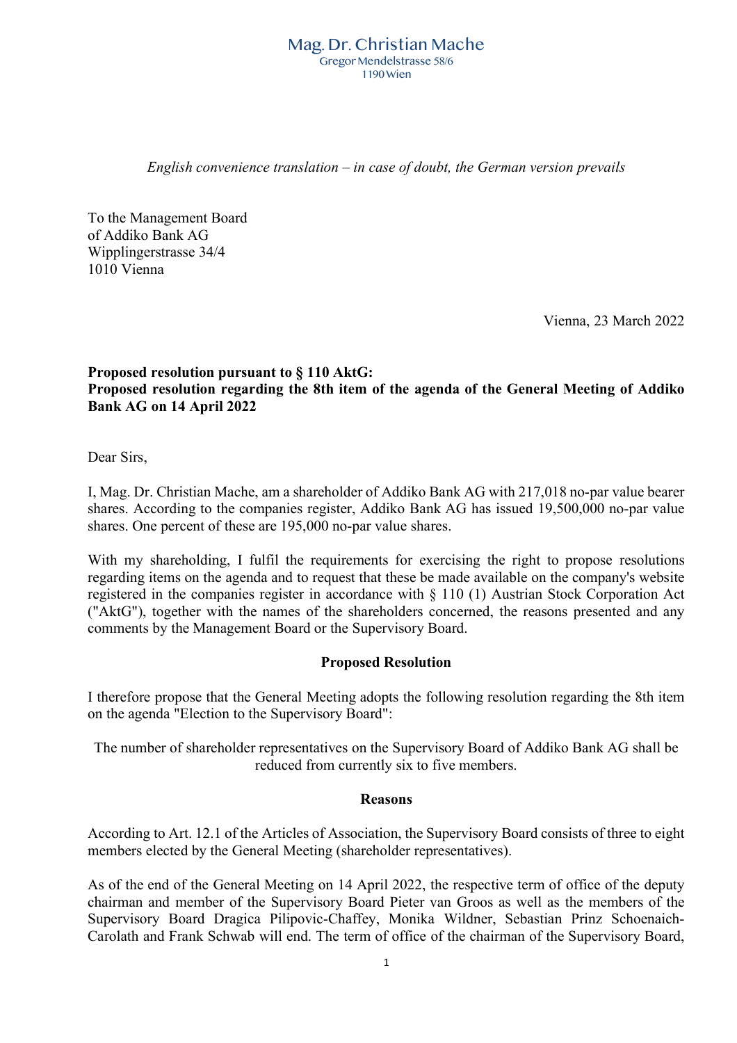Mag. Dr. Christian Mache
Gregor Mendelstrasse 58/6
1190 Wien

*English convenience translation – in case of doubt, the German version prevails*

To the Management Board
of Addiko Bank AG
Wipplingerstrasse 34/4
1010 Vienna

Vienna, 23 March 2022

**Proposed resolution pursuant to § 110 AktG:**
**Proposed resolution regarding the 8th item of the agenda of the General Meeting of Addiko Bank AG on 14 April 2022**

Dear Sirs,

I, Mag. Dr. Christian Mache, am a shareholder of Addiko Bank AG with 217,018 no-par value bearer shares. According to the companies register, Addiko Bank AG has issued 19,500,000 no-par value shares. One percent of these are 195,000 no-par value shares.

With my shareholding, I fulfil the requirements for exercising the right to propose resolutions regarding items on the agenda and to request that these be made available on the company's website registered in the companies register in accordance with § 110 (1) Austrian Stock Corporation Act ("AktG"), together with the names of the shareholders concerned, the reasons presented and any comments by the Management Board or the Supervisory Board.

**Proposed Resolution**

I therefore propose that the General Meeting adopts the following resolution regarding the 8th item on the agenda "Election to the Supervisory Board":

The number of shareholder representatives on the Supervisory Board of Addiko Bank AG shall be reduced from currently six to five members.

**Reasons**

According to Art. 12.1 of the Articles of Association, the Supervisory Board consists of three to eight members elected by the General Meeting (shareholder representatives).

As of the end of the General Meeting on 14 April 2022, the respective term of office of the deputy chairman and member of the Supervisory Board Pieter van Groos as well as the members of the Supervisory Board Dragica Pilipovic-Chaffey, Monika Wildner, Sebastian Prinz Schoenaich-Carolath and Frank Schwab will end. The term of office of the chairman of the Supervisory Board,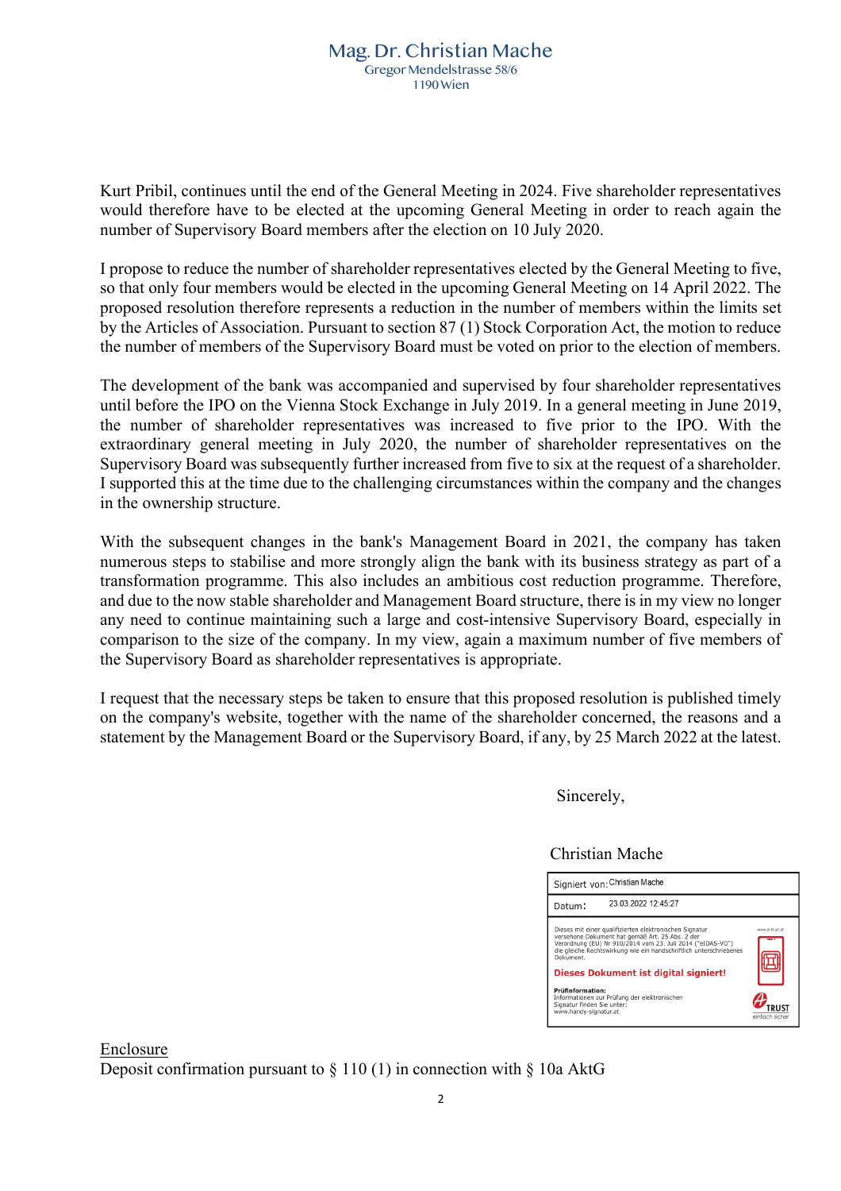Mag. Dr. Christian Mache
Gregor Mendelstrasse 58/6
1190 Wien

Kurt Pribil, continues until the end of the General Meeting in 2024. Five shareholder representatives would therefore have to be elected at the upcoming General Meeting in order to reach again the number of Supervisory Board members after the election on 10 July 2020.

I propose to reduce the number of shareholder representatives elected by the General Meeting to five, so that only four members would be elected in the upcoming General Meeting on 14 April 2022. The proposed resolution therefore represents a reduction in the number of members within the limits set by the Articles of Association. Pursuant to section 87 (1) Stock Corporation Act, the motion to reduce the number of members of the Supervisory Board must be voted on prior to the election of members.

The development of the bank was accompanied and supervised by four shareholder representatives until before the IPO on the Vienna Stock Exchange in July 2019. In a general meeting in June 2019, the number of shareholder representatives was increased to five prior to the IPO. With the extraordinary general meeting in July 2020, the number of shareholder representatives on the Supervisory Board was subsequently further increased from five to six at the request of a shareholder. I supported this at the time due to the challenging circumstances within the company and the changes in the ownership structure.

With the subsequent changes in the bank's Management Board in 2021, the company has taken numerous steps to stabilise and more strongly align the bank with its business strategy as part of a transformation programme. This also includes an ambitious cost reduction programme. Therefore, and due to the now stable shareholder and Management Board structure, there is in my view no longer any need to continue maintaining such a large and cost-intensive Supervisory Board, especially in comparison to the size of the company. In my view, again a maximum number of five members of the Supervisory Board as shareholder representatives is appropriate.

I request that the necessary steps be taken to ensure that this proposed resolution is published timely on the company's website, together with the name of the shareholder concerned, the reasons and a statement by the Management Board or the Supervisory Board, if any, by 25 March 2022 at the latest.

Sincerely,

Christian Mache

| | |
|---|---|
| Signiert von: | Christian Mache |
| Datum: | 23.03.2022 12:45:27 |

Dieses mit einer qualifizierten elektronischen Signatur versehene Dokument hat gemäß Art. 25 Abs. 2 der Verordnung (EU) Nr 910/2014 vom 23. Juli 2014 ("eIDAS-VO") die gleiche Rechtswirkung wie ein handschriftlich unterschriebenes Dokument.

**Dieses Dokument ist digital signiert!**

**Prüfinformation:**
Informationen zur Prüfung der elektronischen Signatur finden Sie unter: www.handy-signatur.at

TRUST einfach sicher

<u>Enclosure</u>
Deposit confirmation pursuant to § 110 (1) in connection with § 10a AktG